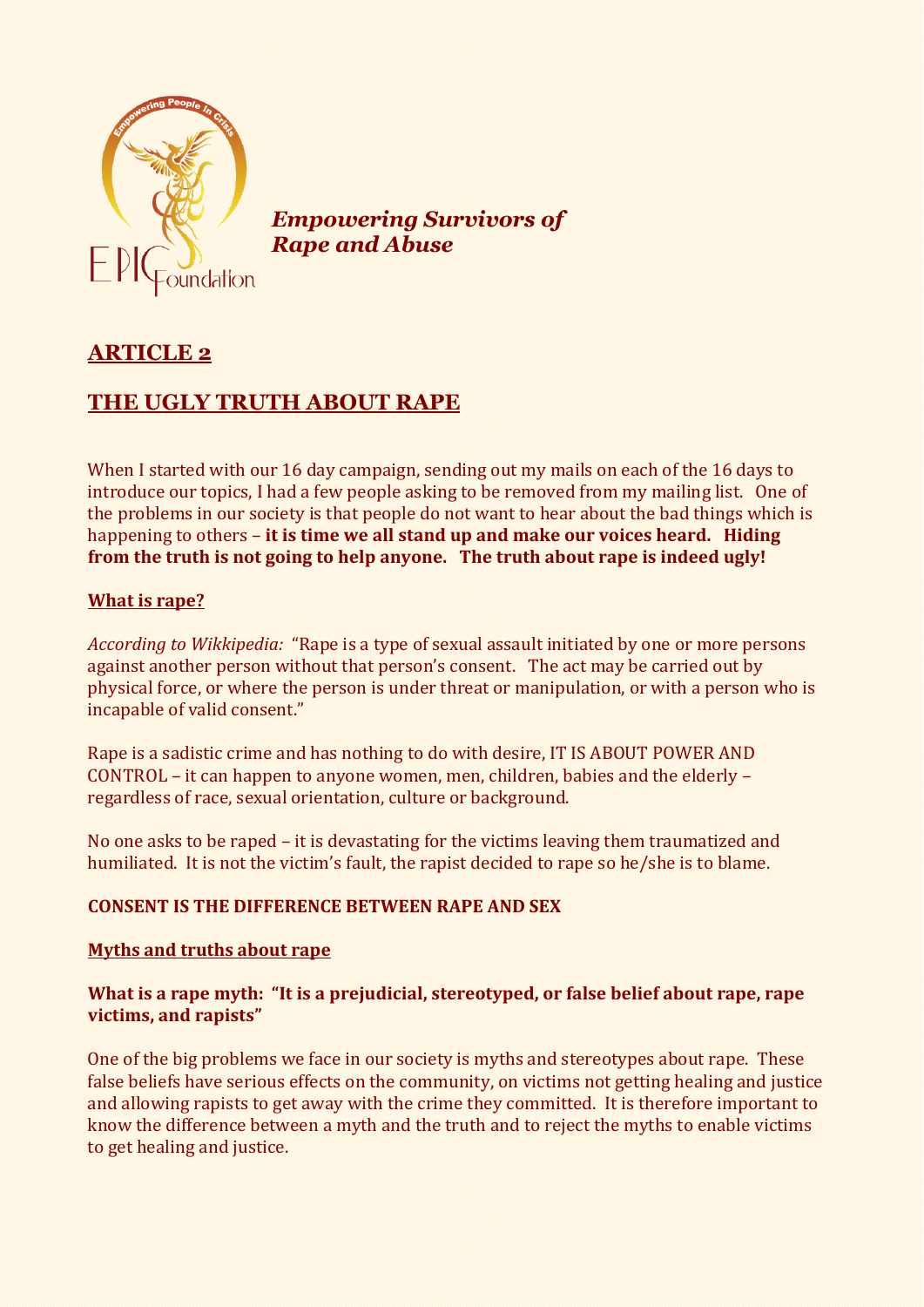*Empowering Survivors of Rape and Abuse*

## ARTICLE 2

## THE UGLY TRUTH ABOUT RAPE

When I started with our 16 day campaign, sending out my mails on each of the 16 days to introduce our topics, I had a few people asking to be removed from my mailing list. One of the problems in our society is that people do not want to hear about the bad things which is happening to others – **it is time we all stand up and make our voices heard. Hiding from the truth is not going to help anyone. The truth about rape is indeed ugly!**

### What is rape?

*According to Wikkipedia:* "Rape is a type of sexual assault initiated by one or more persons against another person without that person's consent. The act may be carried out by physical force, or where the person is under threat or manipulation, or with a person who is incapable of valid consent."

Rape is a sadistic crime and has nothing to do with desire, IT IS ABOUT POWER AND CONTROL – it can happen to anyone women, men, children, babies and the elderly – regardless of race, sexual orientation, culture or background.

No one asks to be raped – it is devastating for the victims leaving them traumatized and humiliated. It is not the victim's fault, the rapist decided to rape so he/she is to blame.

**CONSENT IS THE DIFFERENCE BETWEEN RAPE AND SEX**

### Myths and truths about rape

**What is a rape myth: "It is a prejudicial, stereotyped, or false belief about rape, rape victims, and rapists"**

One of the big problems we face in our society is myths and stereotypes about rape. These false beliefs have serious effects on the community, on victims not getting healing and justice and allowing rapists to get away with the crime they committed. It is therefore important to know the difference between a myth and the truth and to reject the myths to enable victims to get healing and justice.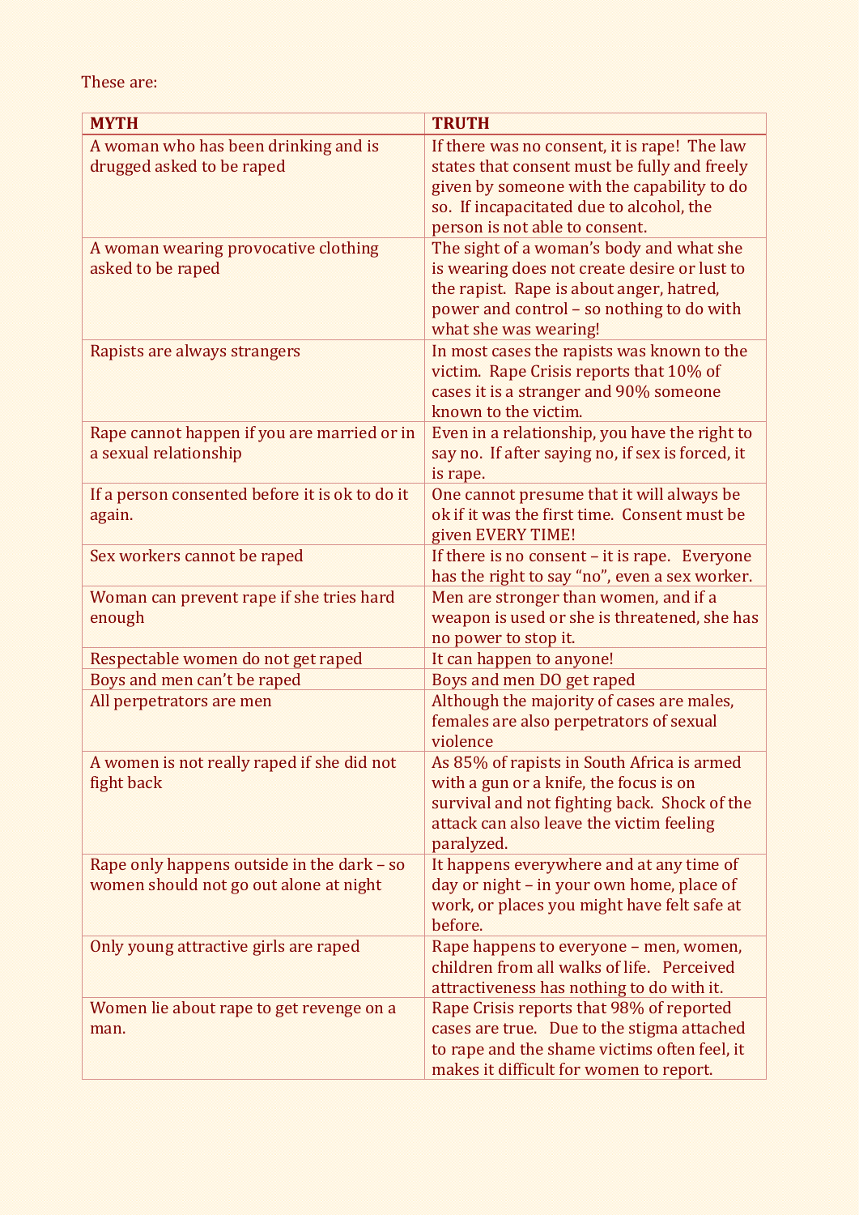These are:

| MYTH | TRUTH |
|---|---|
| A woman who has been drinking and is drugged asked to be raped | If there was no consent, it is rape! The law states that consent must be fully and freely given by someone with the capability to do so. If incapacitated due to alcohol, the person is not able to consent. |
| A woman wearing provocative clothing asked to be raped | The sight of a woman's body and what she is wearing does not create desire or lust to the rapist. Rape is about anger, hatred, power and control – so nothing to do with what she was wearing! |
| Rapists are always strangers | In most cases the rapists was known to the victim. Rape Crisis reports that 10% of cases it is a stranger and 90% someone known to the victim. |
| Rape cannot happen if you are married or in a sexual relationship | Even in a relationship, you have the right to say no. If after saying no, if sex is forced, it is rape. |
| If a person consented before it is ok to do it again. | One cannot presume that it will always be ok if it was the first time. Consent must be given EVERY TIME! |
| Sex workers cannot be raped | If there is no consent – it is rape. Everyone has the right to say "no", even a sex worker. |
| Woman can prevent rape if she tries hard enough | Men are stronger than women, and if a weapon is used or she is threatened, she has no power to stop it. |
| Respectable women do not get raped | It can happen to anyone! |
| Boys and men can't be raped | Boys and men DO get raped |
| All perpetrators are men | Although the majority of cases are males, females are also perpetrators of sexual violence |
| A women is not really raped if she did not fight back | As 85% of rapists in South Africa is armed with a gun or a knife, the focus is on survival and not fighting back. Shock of the attack can also leave the victim feeling paralyzed. |
| Rape only happens outside in the dark – so women should not go out alone at night | It happens everywhere and at any time of day or night – in your own home, place of work, or places you might have felt safe at before. |
| Only young attractive girls are raped | Rape happens to everyone – men, women, children from all walks of life. Perceived attractiveness has nothing to do with it. |
| Women lie about rape to get revenge on a man. | Rape Crisis reports that 98% of reported cases are true. Due to the stigma attached to rape and the shame victims often feel, it makes it difficult for women to report. |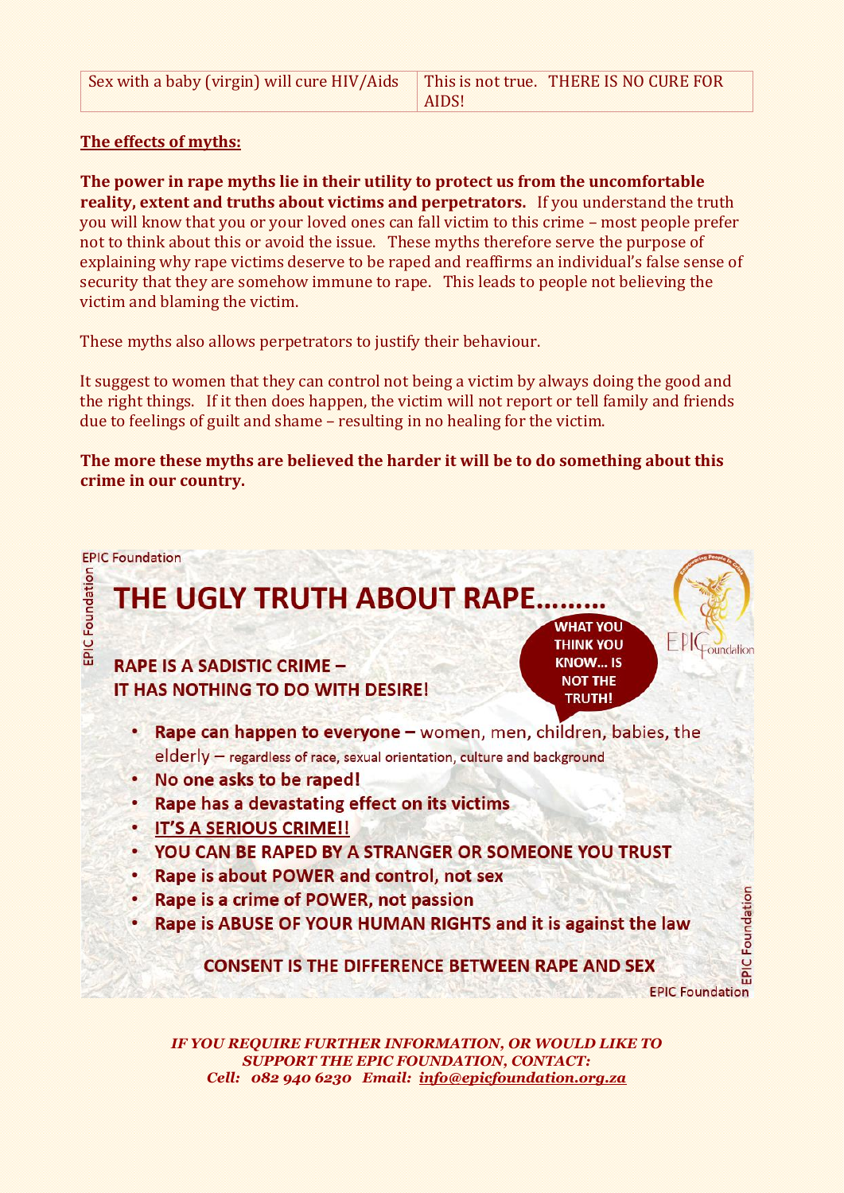| | |
|---|---|
| Sex with a baby (virgin) will cure HIV/Aids | This is not true. THERE IS NO CURE FOR AIDS! |

**The effects of myths:**

**The power in rape myths lie in their utility to protect us from the uncomfortable reality, extent and truths about victims and perpetrators.** If you understand the truth you will know that you or your loved ones can fall victim to this crime – most people prefer not to think about this or avoid the issue. These myths therefore serve the purpose of explaining why rape victims deserve to be raped and reaffirms an individual's false sense of security that they are somehow immune to rape. This leads to people not believing the victim and blaming the victim.

These myths also allows perpetrators to justify their behaviour.

It suggest to women that they can control not being a victim by always doing the good and the right things. If it then does happen, the victim will not report or tell family and friends due to feelings of guilt and shame – resulting in no healing for the victim.

**The more these myths are believed the harder it will be to do something about this crime in our country.**

EPIC Foundation

# THE UGLY TRUTH ABOUT RAPE………

WHAT YOU THINK YOU KNOW… IS NOT THE TRUTH!

**RAPE IS A SADISTIC CRIME – IT HAS NOTHING TO DO WITH DESIRE!**

- **Rape can happen to everyone –** women, men, children, babies, the elderly – regardless of race, sexual orientation, culture and background
- **No one asks to be raped!**
- **Rape has a devastating effect on its victims**
- **IT'S A SERIOUS CRIME!!**
- **YOU CAN BE RAPED BY A STRANGER OR SOMEONE YOU TRUST**
- **Rape is about POWER and control, not sex**
- **Rape is a crime of POWER, not passion**
- **Rape is ABUSE OF YOUR HUMAN RIGHTS and it is against the law**

**CONSENT IS THE DIFFERENCE BETWEEN RAPE AND SEX**

EPIC Foundation

***IF YOU REQUIRE FURTHER INFORMATION, OR WOULD LIKE TO SUPPORT THE EPIC FOUNDATION, CONTACT:***
***Cell: 082 940 6230 Email: info@epicfoundation.org.za***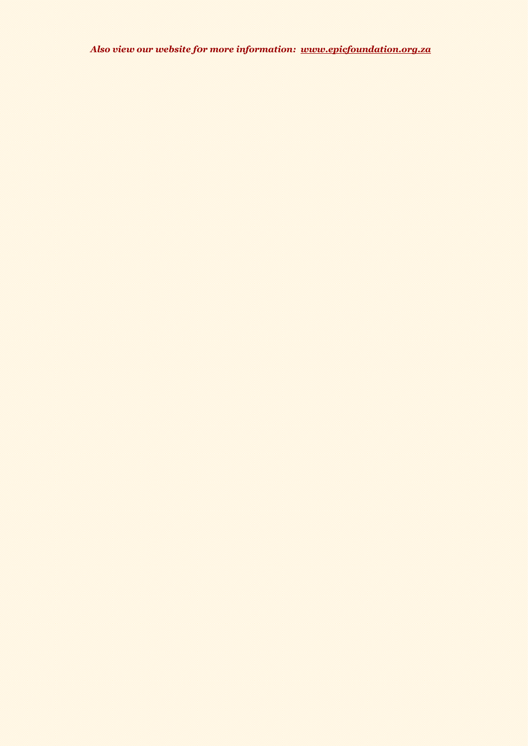***Also view our website for more information: www.epicfoundation.org.za***